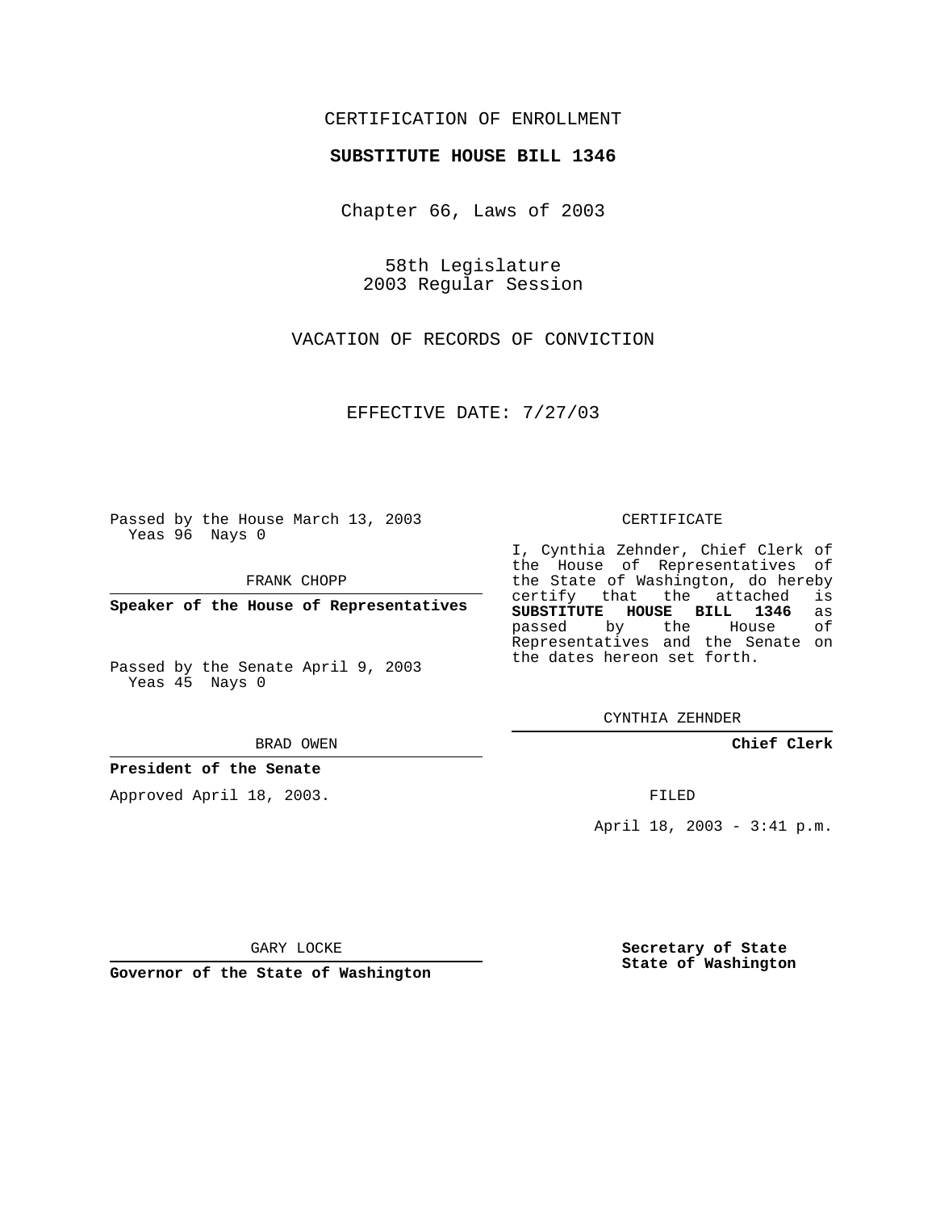CERTIFICATION OF ENROLLMENT

**SUBSTITUTE HOUSE BILL 1346**

Chapter 66, Laws of 2003

58th Legislature
2003 Regular Session

VACATION OF RECORDS OF CONVICTION

EFFECTIVE DATE: 7/27/03

Passed by the House March 13, 2003
Yeas 96 Nays 0

FRANK CHOPP

**Speaker of the House of Representatives**

Passed by the Senate April 9, 2003
Yeas 45 Nays 0

BRAD OWEN

**President of the Senate**

Approved April 18, 2003.

GARY LOCKE

**Governor of the State of Washington**

CERTIFICATE

I, Cynthia Zehnder, Chief Clerk of the House of Representatives of the State of Washington, do hereby certify that the attached is **SUBSTITUTE HOUSE BILL 1346** as passed by the House of Representatives and the Senate on the dates hereon set forth.

CYNTHIA ZEHNDER

**Chief Clerk**

FILED

April 18, 2003 - 3:41 p.m.

**Secretary of State**
**State of Washington**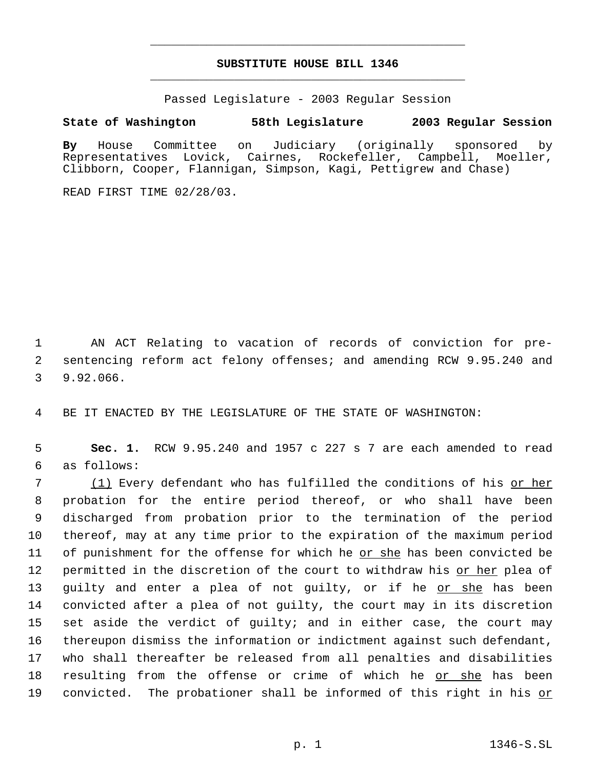# SUBSTITUTE HOUSE BILL 1346

Passed Legislature - 2003 Regular Session

**State of Washington 58th Legislature 2003 Regular Session**

**By** House Committee on Judiciary (originally sponsored by Representatives Lovick, Cairnes, Rockefeller, Campbell, Moeller, Clibborn, Cooper, Flannigan, Simpson, Kagi, Pettigrew and Chase)

READ FIRST TIME 02/28/03.

AN ACT Relating to vacation of records of conviction for pre-sentencing reform act felony offenses; and amending RCW 9.95.240 and 9.92.066.

BE IT ENACTED BY THE LEGISLATURE OF THE STATE OF WASHINGTON:

**Sec. 1.** RCW 9.95.240 and 1957 c 227 s 7 are each amended to read as follows:

(1) Every defendant who has fulfilled the conditions of his or her probation for the entire period thereof, or who shall have been discharged from probation prior to the termination of the period thereof, may at any time prior to the expiration of the maximum period of punishment for the offense for which he or she has been convicted be permitted in the discretion of the court to withdraw his or her plea of guilty and enter a plea of not guilty, or if he or she has been convicted after a plea of not guilty, the court may in its discretion set aside the verdict of guilty; and in either case, the court may thereupon dismiss the information or indictment against such defendant, who shall thereafter be released from all penalties and disabilities resulting from the offense or crime of which he or she has been convicted. The probationer shall be informed of this right in his or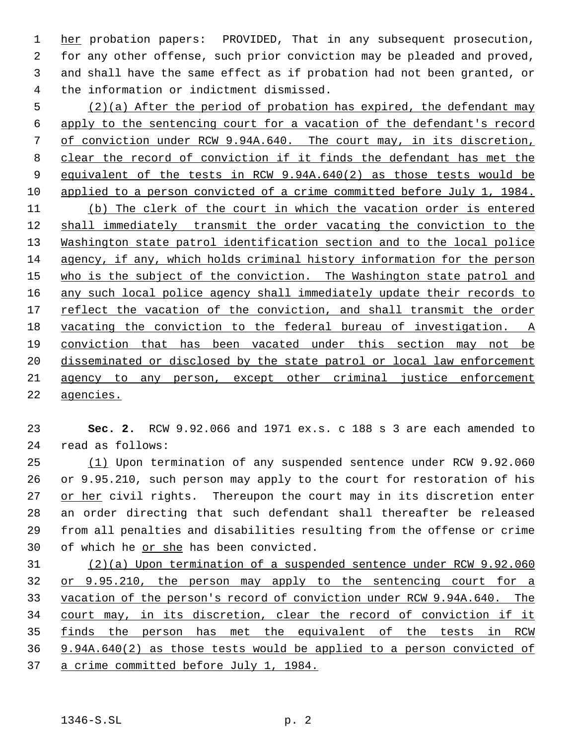her probation papers: PROVIDED, That in any subsequent prosecution, for any other offense, such prior conviction may be pleaded and proved, and shall have the same effect as if probation had not been granted, or the information or indictment dismissed.

(2)(a) After the period of probation has expired, the defendant may apply to the sentencing court for a vacation of the defendant's record of conviction under RCW 9.94A.640. The court may, in its discretion, clear the record of conviction if it finds the defendant has met the equivalent of the tests in RCW 9.94A.640(2) as those tests would be applied to a person convicted of a crime committed before July 1, 1984.

(b) The clerk of the court in which the vacation order is entered shall immediately transmit the order vacating the conviction to the Washington state patrol identification section and to the local police agency, if any, which holds criminal history information for the person who is the subject of the conviction. The Washington state patrol and any such local police agency shall immediately update their records to reflect the vacation of the conviction, and shall transmit the order vacating the conviction to the federal bureau of investigation. A conviction that has been vacated under this section may not be disseminated or disclosed by the state patrol or local law enforcement agency to any person, except other criminal justice enforcement agencies.

**Sec. 2.** RCW 9.92.066 and 1971 ex.s. c 188 s 3 are each amended to read as follows:

(1) Upon termination of any suspended sentence under RCW 9.92.060 or 9.95.210, such person may apply to the court for restoration of his or her civil rights. Thereupon the court may in its discretion enter an order directing that such defendant shall thereafter be released from all penalties and disabilities resulting from the offense or crime of which he or she has been convicted.

(2)(a) Upon termination of a suspended sentence under RCW 9.92.060 or 9.95.210, the person may apply to the sentencing court for a vacation of the person's record of conviction under RCW 9.94A.640. The court may, in its discretion, clear the record of conviction if it finds the person has met the equivalent of the tests in RCW 9.94A.640(2) as those tests would be applied to a person convicted of a crime committed before July 1, 1984.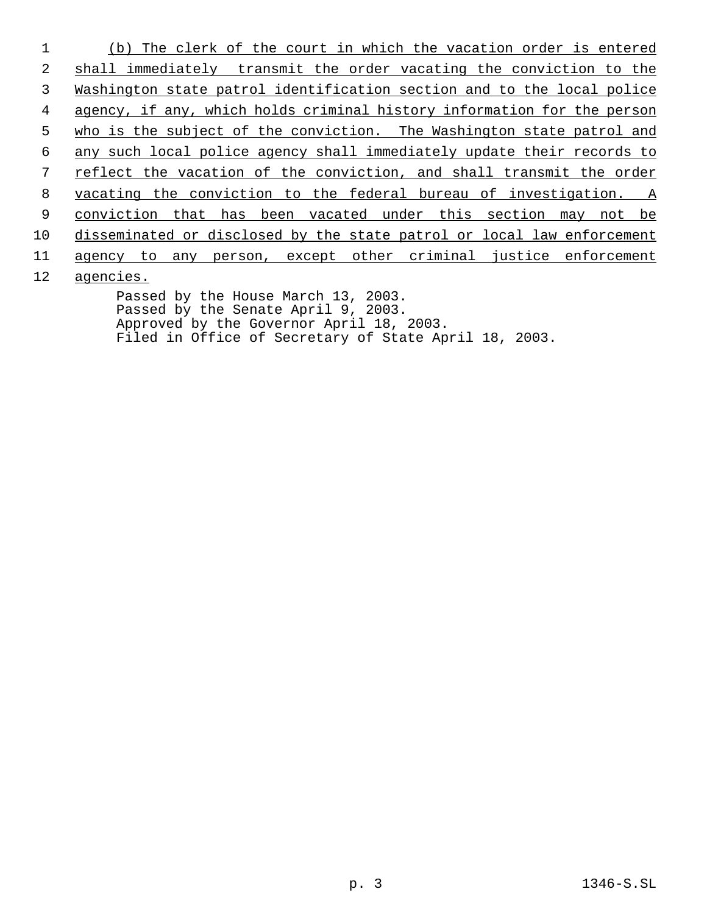(b) The clerk of the court in which the vacation order is entered shall immediately transmit the order vacating the conviction to the Washington state patrol identification section and to the local police agency, if any, which holds criminal history information for the person who is the subject of the conviction. The Washington state patrol and any such local police agency shall immediately update their records to reflect the vacation of the conviction, and shall transmit the order vacating the conviction to the federal bureau of investigation. A conviction that has been vacated under this section may not be disseminated or disclosed by the state patrol or local law enforcement agency to any person, except other criminal justice enforcement agencies.

Passed by the House March 13, 2003.
Passed by the Senate April 9, 2003.
Approved by the Governor April 18, 2003.
Filed in Office of Secretary of State April 18, 2003.